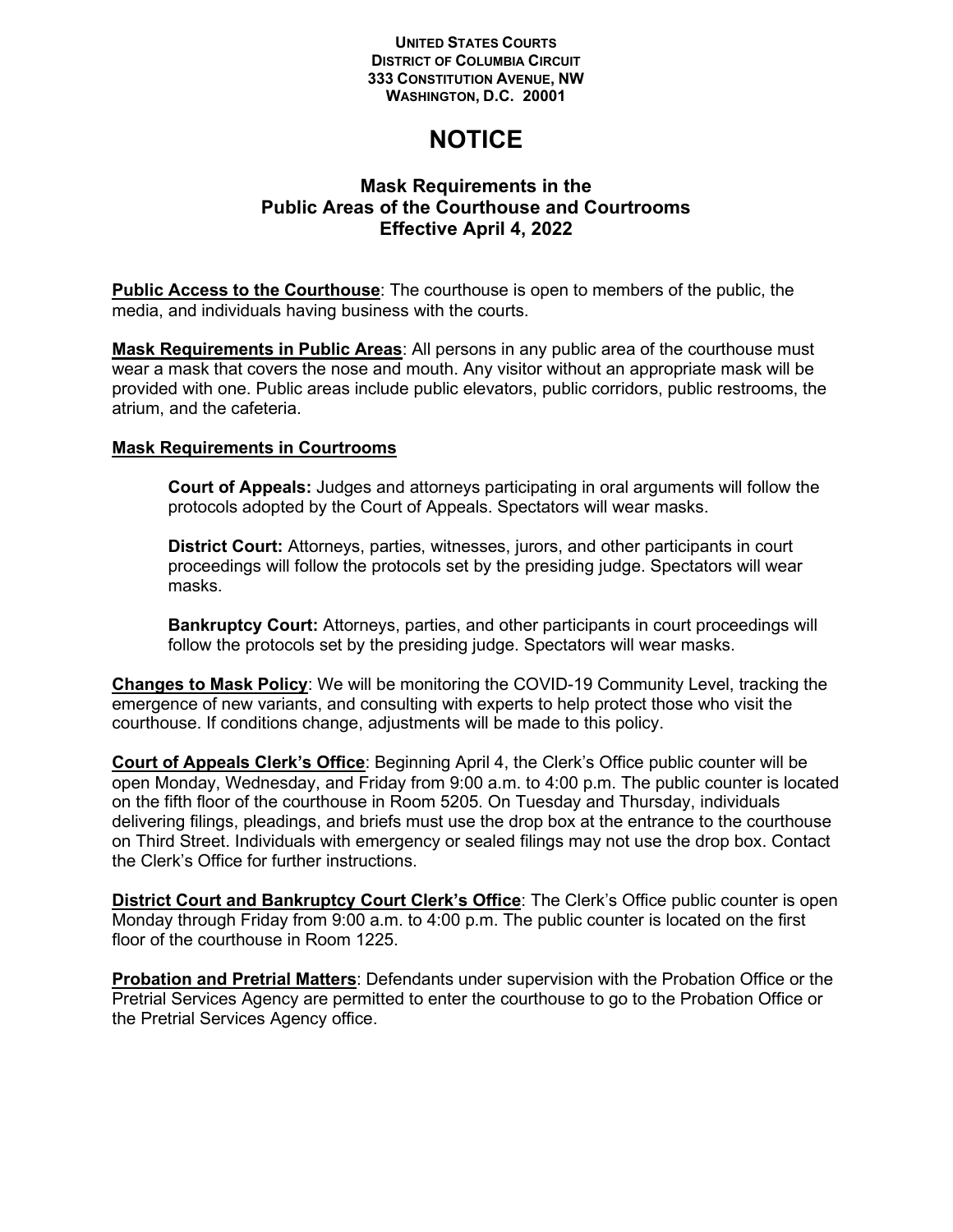**UNITED STATES COURTS**
**DISTRICT OF COLUMBIA CIRCUIT**
**333 CONSTITUTION AVENUE, NW**
**WASHINGTON, D.C. 20001**

# NOTICE

## Mask Requirements in the Public Areas of the Courthouse and Courtrooms Effective April 4, 2022

**Public Access to the Courthouse**: The courthouse is open to members of the public, the media, and individuals having business with the courts.

**Mask Requirements in Public Areas**: All persons in any public area of the courthouse must wear a mask that covers the nose and mouth. Any visitor without an appropriate mask will be provided with one. Public areas include public elevators, public corridors, public restrooms, the atrium, and the cafeteria.

**Mask Requirements in Courtrooms**

> **Court of Appeals:** Judges and attorneys participating in oral arguments will follow the protocols adopted by the Court of Appeals. Spectators will wear masks.
>
> **District Court:** Attorneys, parties, witnesses, jurors, and other participants in court proceedings will follow the protocols set by the presiding judge. Spectators will wear masks.
>
> **Bankruptcy Court:** Attorneys, parties, and other participants in court proceedings will follow the protocols set by the presiding judge. Spectators will wear masks.

**Changes to Mask Policy**: We will be monitoring the COVID-19 Community Level, tracking the emergence of new variants, and consulting with experts to help protect those who visit the courthouse. If conditions change, adjustments will be made to this policy.

**Court of Appeals Clerk's Office**: Beginning April 4, the Clerk's Office public counter will be open Monday, Wednesday, and Friday from 9:00 a.m. to 4:00 p.m. The public counter is located on the fifth floor of the courthouse in Room 5205. On Tuesday and Thursday, individuals delivering filings, pleadings, and briefs must use the drop box at the entrance to the courthouse on Third Street. Individuals with emergency or sealed filings may not use the drop box. Contact the Clerk's Office for further instructions.

**District Court and Bankruptcy Court Clerk's Office**: The Clerk's Office public counter is open Monday through Friday from 9:00 a.m. to 4:00 p.m. The public counter is located on the first floor of the courthouse in Room 1225.

**Probation and Pretrial Matters**: Defendants under supervision with the Probation Office or the Pretrial Services Agency are permitted to enter the courthouse to go to the Probation Office or the Pretrial Services Agency office.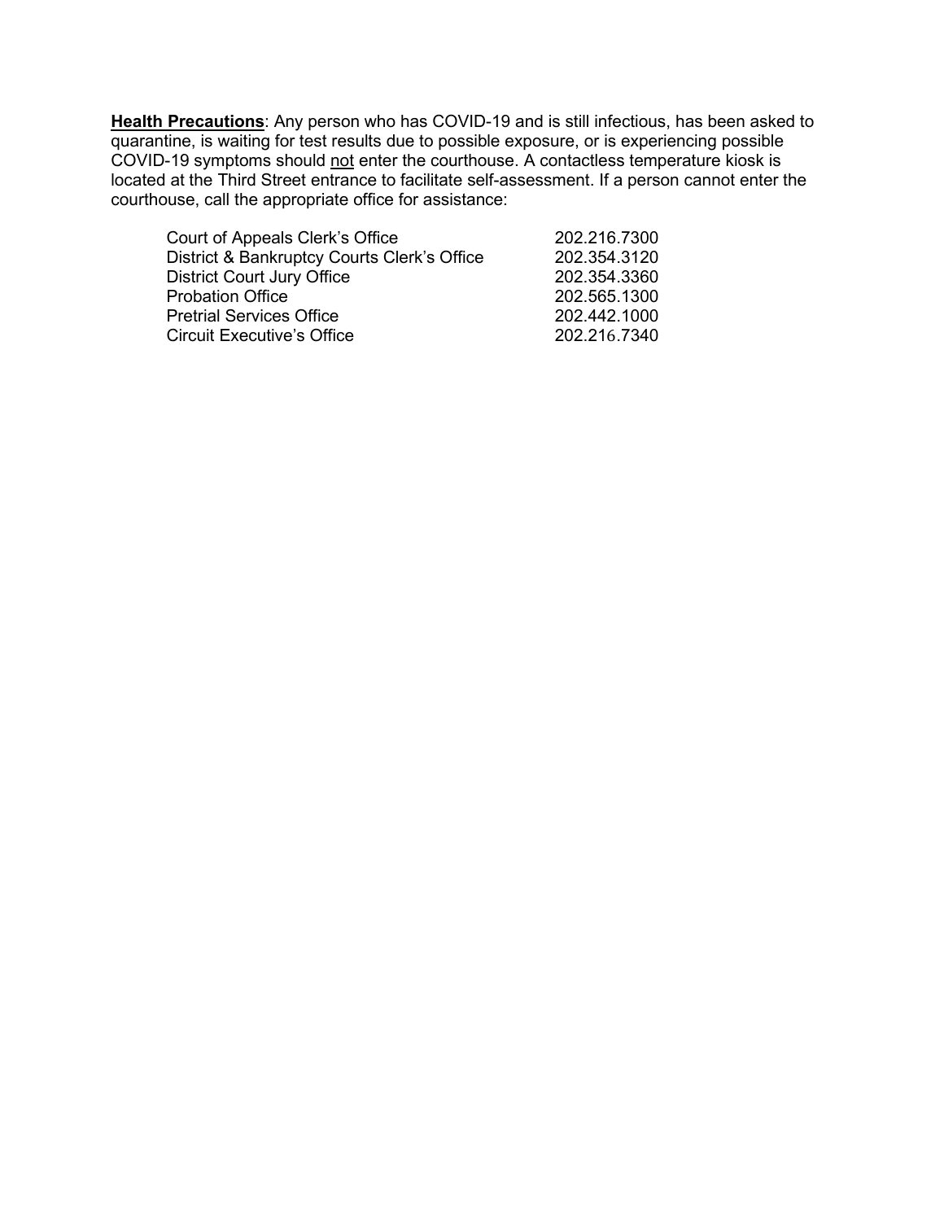**Health Precautions**: Any person who has COVID-19 and is still infectious, has been asked to quarantine, is waiting for test results due to possible exposure, or is experiencing possible COVID-19 symptoms should <u>not</u> enter the courthouse. A contactless temperature kiosk is located at the Third Street entrance to facilitate self-assessment. If a person cannot enter the courthouse, call the appropriate office for assistance:

| | |
|---|---|
| Court of Appeals Clerk's Office | 202.216.7300 |
| District & Bankruptcy Courts Clerk's Office | 202.354.3120 |
| District Court Jury Office | 202.354.3360 |
| Probation Office | 202.565.1300 |
| Pretrial Services Office | 202.442.1000 |
| Circuit Executive's Office | 202.216.7340 |